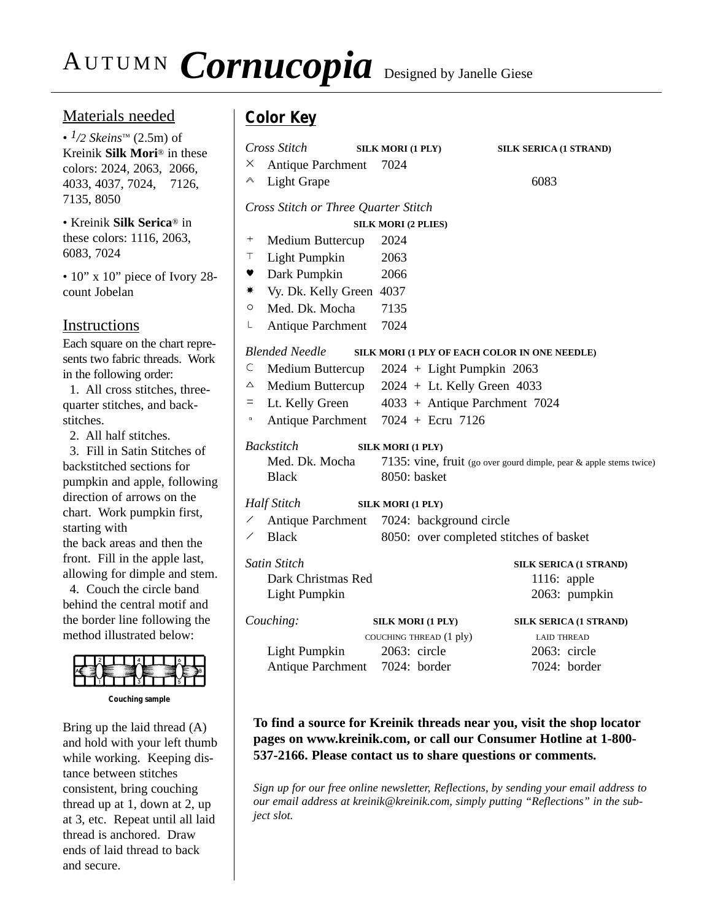# AUTUMN *Cornucopia* Designed by Janelle Giese

## Materials needed

- 1/2 *Skeins*™ (2.5m) of Kreinik **Silk Mori**® in these colors: 2024, 2063, 2066, 4033, 4037, 7024, 7126, 7135, 8050
- Kreinik **Silk Serica**® in these colors: 1116, 2063, 6083, 7024
- 10” x 10” piece of Ivory 28-count Jobelan

## Instructions

Each square on the chart represents two fabric threads. Work in the following order:

1. All cross stitches, three-quarter stitches, and backstitches.
2. All half stitches.
3. Fill in Satin Stitches of backstitched sections for pumpkin and apple, following direction of arrows on the chart. Work pumpkin first, starting with the back areas and then the front. Fill in the apple last, allowing for dimple and stem.
4. Couch the circle band behind the central motif and the border line following the method illustrated below:

Couching sample

Bring up the laid thread (A) and hold with your left thumb while working. Keeping distance between stitches consistent, bring couching thread up at 1, down at 2, up at 3, etc. Repeat until all laid thread is anchored. Draw ends of laid thread to back and secure.

## Color Key

*Cross Stitch*

| Symbol | Color | SILK MORI (1 PLY) | SILK SERICA (1 STRAND) |
|---|---|---|---|
| × | Antique Parchment | 7024 | |
| ^ | Light Grape | | 6083 |

*Cross Stitch or Three Quarter Stitch*

| Symbol | Color | SILK MORI (2 PLIES) |
|---|---|---|
| + | Medium Buttercup | 2024 |
| ⊤ | Light Pumpkin | 2063 |
| ♥ | Dark Pumpkin | 2066 |
| ✷ | Vy. Dk. Kelly Green | 4037 |
| ○ | Med. Dk. Mocha | 7135 |
| └ | Antique Parchment | 7024 |

*Blended Needle* — SILK MORI (1 PLY OF EACH COLOR IN ONE NEEDLE)

| Symbol | Color | Blend |
|---|---|---|
| ⊂ | Medium Buttercup | 2024 + Light Pumpkin 2063 |
| △ | Medium Buttercup | 2024 + Lt. Kelly Green 4033 |
| = | Lt. Kelly Green | 4033 + Antique Parchment 7024 |
| ▫ | Antique Parchment | 7024 + Ecru 7126 |

*Backstitch* — SILK MORI (1 PLY)

- Med. Dk. Mocha — 7135: vine, fruit (go over gourd dimple, pear & apple stems twice)
- Black — 8050: basket

*Half Stitch* — SILK MORI (1 PLY)

- ⁄ Antique Parchment — 7024: background circle
- ⁄ Black — 8050: over completed stitches of basket

*Satin Stitch* — SILK SERICA (1 STRAND)

- Dark Christmas Red — 1116: apple
- Light Pumpkin — 2063: pumpkin

*Couching:*

| Color | SILK MORI (1 PLY) COUCHING THREAD (1 ply) | SILK SERICA (1 STRAND) LAID THREAD |
|---|---|---|
| Light Pumpkin | 2063: circle | 2063: circle |
| Antique Parchment | 7024: border | 7024: border |

**To find a source for Kreinik threads near you, visit the shop locator pages on www.kreinik.com, or call our Consumer Hotline at 1-800-537-2166. Please contact us to share questions or comments.**

*Sign up for our free online newsletter, Reflections, by sending your email address to our email address at kreinik@kreinik.com, simply putting “Reflections” in the subject slot.*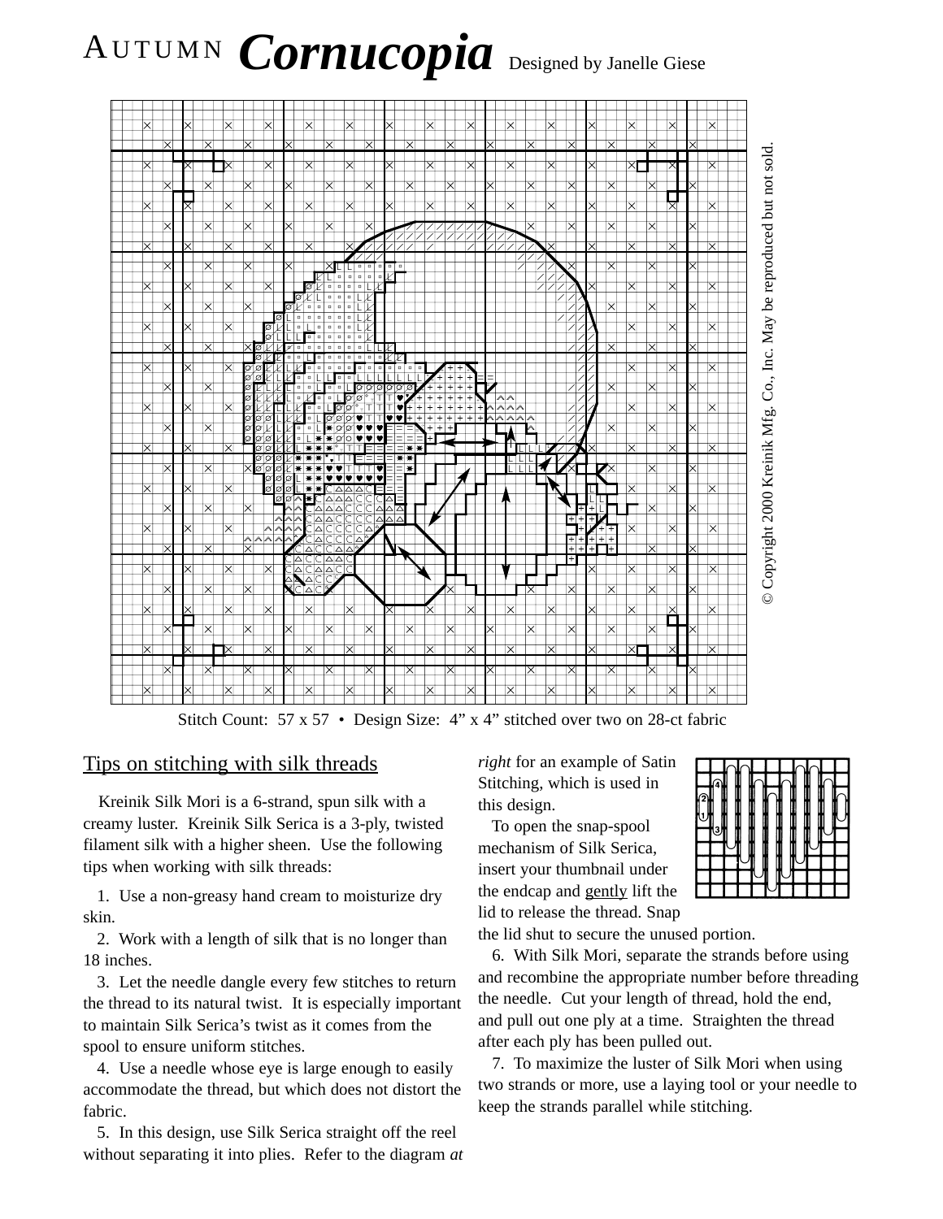# AUTUMN *Cornucopia* Designed by Janelle Giese

© Copyright 2000 Kreinik Mfg. Co., Inc. May be reproduced but not sold.

Stitch Count: 57 x 57 • Design Size: 4" x 4" stitched over two on 28-ct fabric

## Tips on stitching with silk threads

Kreinik Silk Mori is a 6-strand, spun silk with a creamy luster. Kreinik Silk Serica is a 3-ply, twisted filament silk with a higher sheen. Use the following tips when working with silk threads:

1. Use a non-greasy hand cream to moisturize dry skin.
2. Work with a length of silk that is no longer than 18 inches.
3. Let the needle dangle every few stitches to return the thread to its natural twist. It is especially important to maintain Silk Serica's twist as it comes from the spool to ensure uniform stitches.
4. Use a needle whose eye is large enough to easily accommodate the thread, but which does not distort the fabric.
5. In this design, use Silk Serica straight off the reel without separating it into plies. Refer to the diagram *at right* for an example of Satin Stitching, which is used in this design.

To open the snap-spool mechanism of Silk Serica, insert your thumbnail under the endcap and gently lift the lid to release the thread. Snap the lid shut to secure the unused portion.

6. With Silk Mori, separate the strands before using and recombine the appropriate number before threading the needle. Cut your length of thread, hold the end, and pull out one ply at a time. Straighten the thread after each ply has been pulled out.
7. To maximize the luster of Silk Mori when using two strands or more, use a laying tool or your needle to keep the strands parallel while stitching.